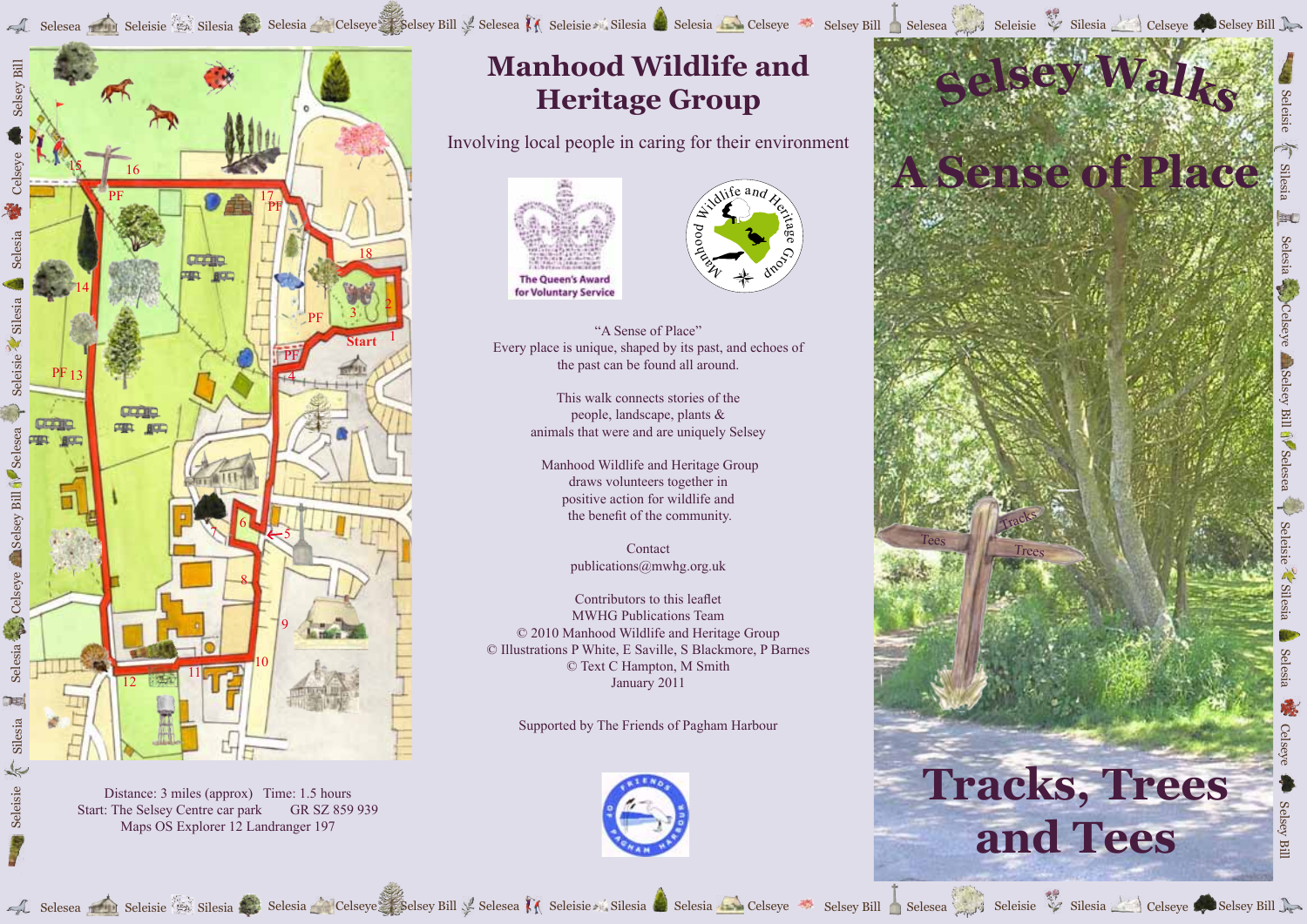# Manhood Wildlife and Heritage Group

Involving local people in caring for their environment

The Queen's Award for Voluntary Service

"A Sense of Place"
Every place is unique, shaped by its past, and echoes of the past can be found all around.

This walk connects stories of the people, landscape, plants & animals that were and are uniquely Selsey

Manhood Wildlife and Heritage Group draws volunteers together in positive action for wildlife and the benefit of the community.

Contact
publications@mwhg.org.uk

Contributors to this leaflet
MWHG Publications Team
© 2010 Manhood Wildlife and Heritage Group
© Illustrations P White, E Saville, S Blackmore, P Barnes
© Text C Hampton, M Smith
January 2011

Supported by The Friends of Pagham Harbour

Distance: 3 miles (approx) Time: 1.5 hours
Start: The Selsey Centre car park GR SZ 859 939
Maps OS Explorer 12 Landranger 197

# Selsey Walks

# A Sense of Place

# Tracks, Trees and Tees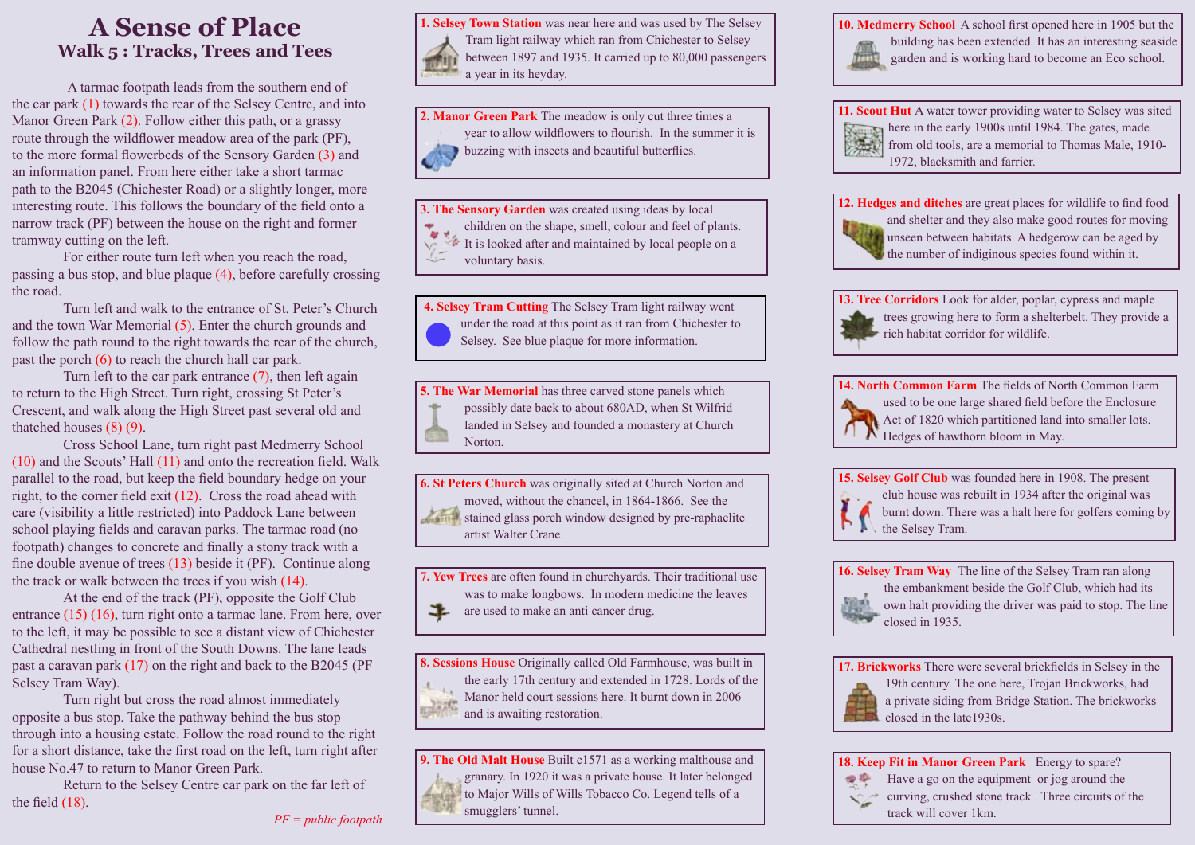# A Sense of Place

## Walk 5 : Tracks, Trees and Tees

A tarmac footpath leads from the southern end of the car park (1) towards the rear of the Selsey Centre, and into Manor Green Park (2). Follow either this path, or a grassy route through the wildflower meadow area of the park (PF), to the more formal flowerbeds of the Sensory Garden (3) and an information panel. From here either take a short tarmac path to the B2045 (Chichester Road) or a slightly longer, more interesting route. This follows the boundary of the field onto a narrow track (PF) between the house on the right and former tramway cutting on the left.

For either route turn left when you reach the road, passing a bus stop, and blue plaque (4), before carefully crossing the road.

Turn left and walk to the entrance of St. Peter's Church and the town War Memorial (5). Enter the church grounds and follow the path round to the right towards the rear of the church, past the porch (6) to reach the church hall car park.

Turn left to the car park entrance (7), then left again to return to the High Street. Turn right, crossing St Peter's Crescent, and walk along the High Street past several old and thatched houses (8) (9).

Cross School Lane, turn right past Medmerry School (10) and the Scouts' Hall (11) and onto the recreation field. Walk parallel to the road, but keep the field boundary hedge on your right, to the corner field exit (12). Cross the road ahead with care (visibility a little restricted) into Paddock Lane between school playing fields and caravan parks. The tarmac road (no footpath) changes to concrete and finally a stony track with a fine double avenue of trees (13) beside it (PF). Continue along the track or walk between the trees if you wish (14).

At the end of the track (PF), opposite the Golf Club entrance (15) (16), turn right onto a tarmac lane. From here, over to the left, it may be possible to see a distant view of Chichester Cathedral nestling in front of the South Downs. The lane leads past a caravan park (17) on the right and back to the B2045 (PF Selsey Tram Way).

Turn right but cross the road almost immediately opposite a bus stop. Take the pathway behind the bus stop through into a housing estate. Follow the road round to the right for a short distance, take the first road on the left, turn right after house No.47 to return to Manor Green Park.

Return to the Selsey Centre car park on the far left of the field (18).

*PF = public footpath*

**1. Selsey Town Station** was near here and was used by The Selsey Tram light railway which ran from Chichester to Selsey between 1897 and 1935. It carried up to 80,000 passengers a year in its heyday.

**2. Manor Green Park** The meadow is only cut three times a year to allow wildflowers to flourish. In the summer it is buzzing with insects and beautiful butterflies.

**3. The Sensory Garden** was created using ideas by local children on the shape, smell, colour and feel of plants. It is looked after and maintained by local people on a voluntary basis.

**4. Selsey Tram Cutting** The Selsey Tram light railway went under the road at this point as it ran from Chichester to Selsey. See blue plaque for more information.

**5. The War Memorial** has three carved stone panels which possibly date back to about 680AD, when St Wilfrid landed in Selsey and founded a monastery at Church Norton.

**6. St Peters Church** was originally sited at Church Norton and moved, without the chancel, in 1864-1866. See the stained glass porch window designed by pre-raphaelite artist Walter Crane.

**7. Yew Trees** are often found in churchyards. Their traditional use was to make longbows. In modern medicine the leaves are used to make an anti cancer drug.

**8. Sessions House** Originally called Old Farmhouse, was built in the early 17th century and extended in 1728. Lords of the Manor held court sessions here. It burnt down in 2006 and is awaiting restoration.

**9. The Old Malt House** Built c1571 as a working malthouse and granary. In 1920 it was a private house. It later belonged to Major Wills of Wills Tobacco Co. Legend tells of a smugglers' tunnel.

**10. Medmerry School** A school first opened here in 1905 but the building has been extended. It has an interesting seaside garden and is working hard to become an Eco school.

**11. Scout Hut** A water tower providing water to Selsey was sited here in the early 1900s until 1984. The gates, made from old tools, are a memorial to Thomas Male, 1910-1972, blacksmith and farrier.

**12. Hedges and ditches** are great places for wildlife to find food and shelter and they also make good routes for moving unseen between habitats. A hedgerow can be aged by the number of indiginous species found within it.

**13. Tree Corridors** Look for alder, poplar, cypress and maple trees growing here to form a shelterbelt. They provide a rich habitat corridor for wildlife.

**14. North Common Farm** The fields of North Common Farm used to be one large shared field before the Enclosure Act of 1820 which partitioned land into smaller lots. Hedges of hawthorn bloom in May.

**15. Selsey Golf Club** was founded here in 1908. The present club house was rebuilt in 1934 after the original was burnt down. There was a halt here for golfers coming by the Selsey Tram.

**16. Selsey Tram Way** The line of the Selsey Tram ran along the embankment beside the Golf Club, which had its own halt providing the driver was paid to stop. The line closed in 1935.

**17. Brickworks** There were several brickfields in Selsey in the 19th century. The one here, Trojan Brickworks, had a private siding from Bridge Station. The brickworks closed in the late1930s.

**18. Keep Fit in Manor Green Park** Energy to spare? Have a go on the equipment or jog around the curving, crushed stone track . Three circuits of the track will cover 1km.